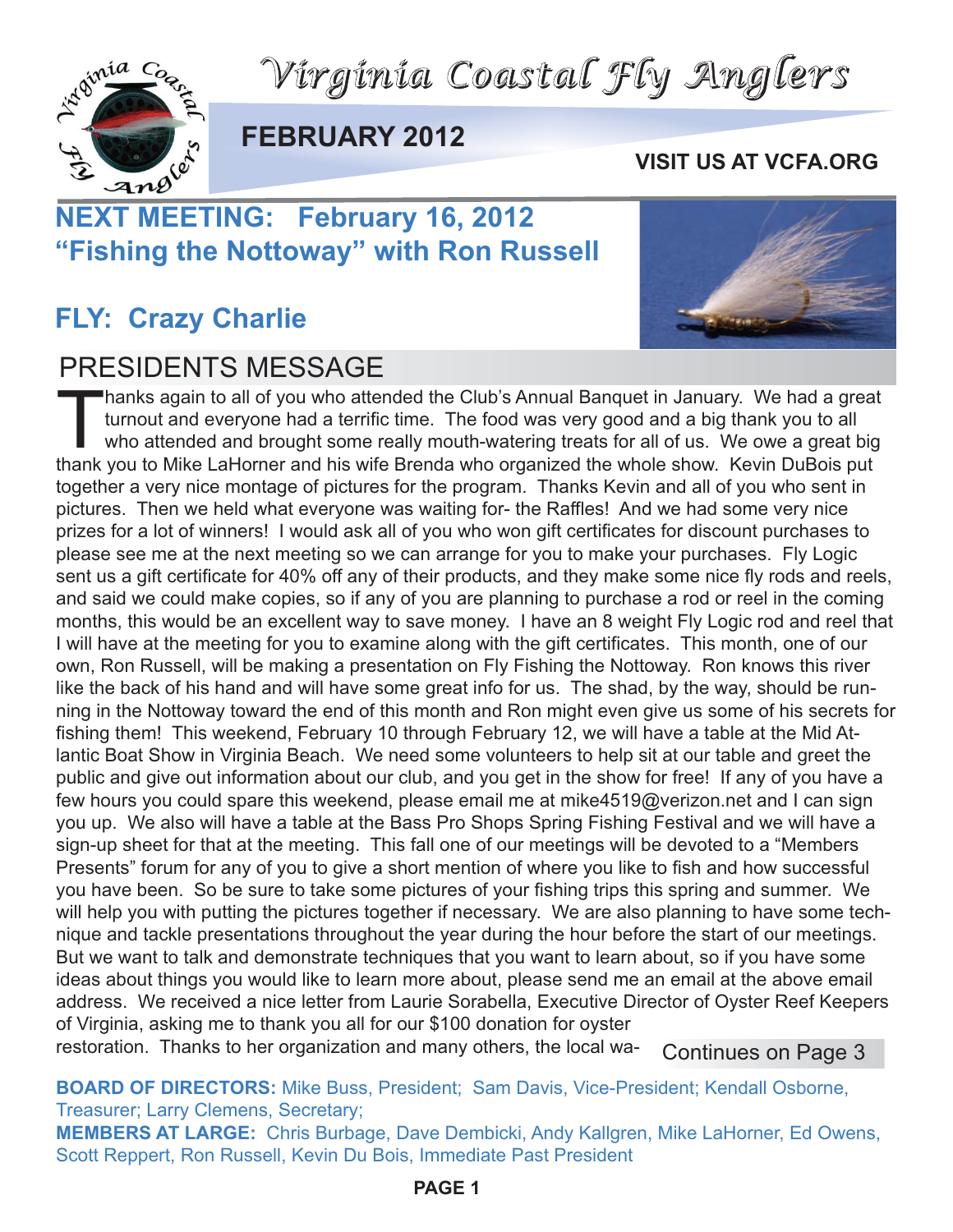# Virginia Coastal Fly Anglers

## FEBRUARY 2012

**VISIT US AT VCFA.ORG**

## NEXT MEETING: February 16, 2012
## "Fishing the Nottoway" with Ron Russell

## FLY: Crazy Charlie

## PRESIDENTS MESSAGE

Thanks again to all of you who attended the Club's Annual Banquet in January. We had a great turnout and everyone had a terrific time. The food was very good and a big thank you to all who attended and brought some really mouth-watering treats for all of us. We owe a great big thank you to Mike LaHorner and his wife Brenda who organized the whole show. Kevin DuBois put together a very nice montage of pictures for the program. Thanks Kevin and all of you who sent in pictures. Then we held what everyone was waiting for- the Raffles! And we had some very nice prizes for a lot of winners! I would ask all of you who won gift certificates for discount purchases to please see me at the next meeting so we can arrange for you to make your purchases. Fly Logic sent us a gift certificate for 40% off any of their products, and they make some nice fly rods and reels, and said we could make copies, so if any of you are planning to purchase a rod or reel in the coming months, this would be an excellent way to save money. I have an 8 weight Fly Logic rod and reel that I will have at the meeting for you to examine along with the gift certificates. This month, one of our own, Ron Russell, will be making a presentation on Fly Fishing the Nottoway. Ron knows this river like the back of his hand and will have some great info for us. The shad, by the way, should be running in the Nottoway toward the end of this month and Ron might even give us some of his secrets for fishing them! This weekend, February 10 through February 12, we will have a table at the Mid Atlantic Boat Show in Virginia Beach. We need some volunteers to help sit at our table and greet the public and give out information about our club, and you get in the show for free! If any of you have a few hours you could spare this weekend, please email me at mike4519@verizon.net and I can sign you up. We also will have a table at the Bass Pro Shops Spring Fishing Festival and we will have a sign-up sheet for that at the meeting. This fall one of our meetings will be devoted to a "Members Presents" forum for any of you to give a short mention of where you like to fish and how successful you have been. So be sure to take some pictures of your fishing trips this spring and summer. We will help you with putting the pictures together if necessary. We are also planning to have some technique and tackle presentations throughout the year during the hour before the start of our meetings. But we want to talk and demonstrate techniques that you want to learn about, so if you have some ideas about things you would like to learn more about, please send me an email at the above email address. We received a nice letter from Laurie Sorabella, Executive Director of Oyster Reef Keepers of Virginia, asking me to thank you all for our $100 donation for oyster restoration. Thanks to her organization and many others, the local wa-

Continues on Page 3

**BOARD OF DIRECTORS:** Mike Buss, President; Sam Davis, Vice-President; Kendall Osborne, Treasurer; Larry Clemens, Secretary;
**MEMBERS AT LARGE:** Chris Burbage, Dave Dembicki, Andy Kallgren, Mike LaHorner, Ed Owens, Scott Reppert, Ron Russell, Kevin Du Bois, Immediate Past President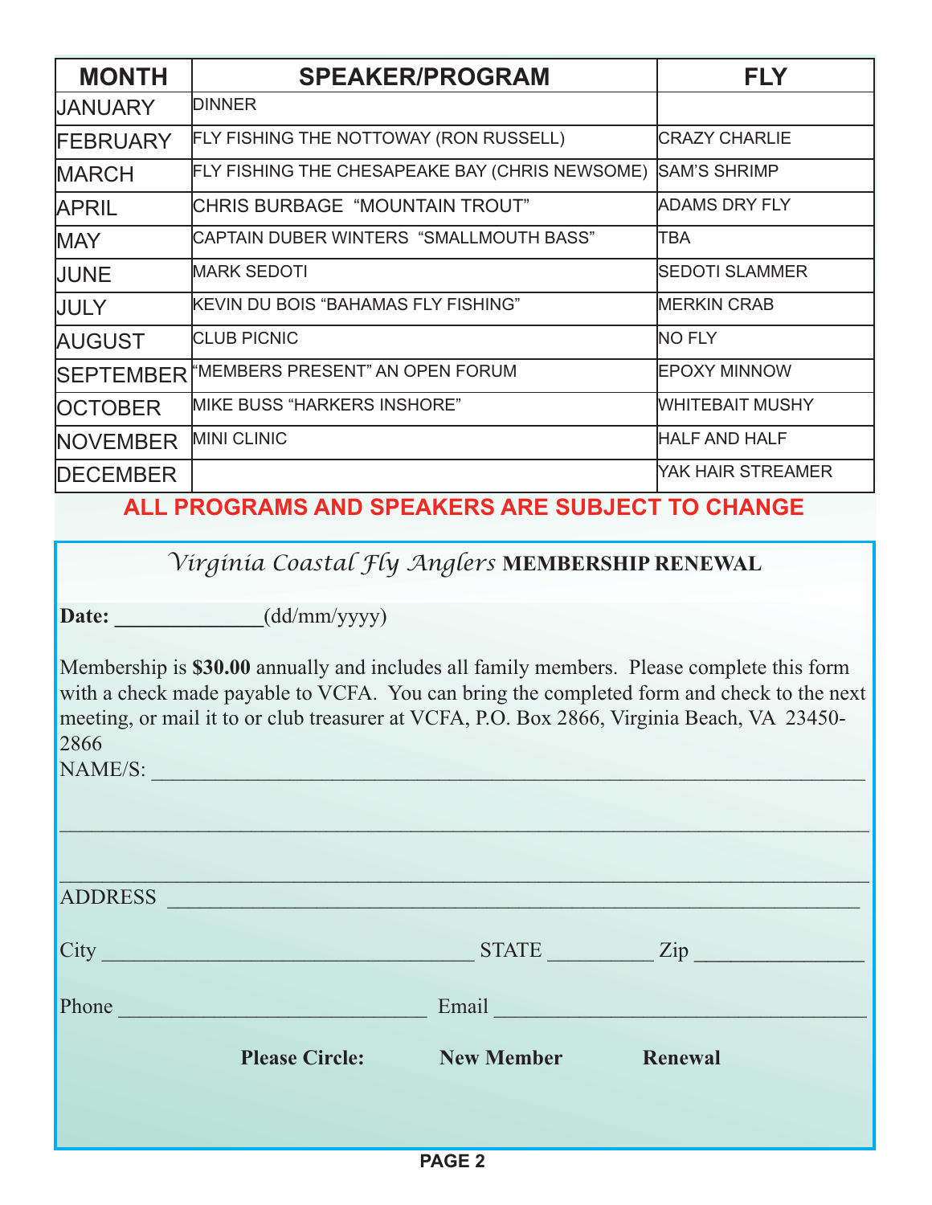| MONTH | SPEAKER/PROGRAM | FLY |
|---|---|---|
| JANUARY | DINNER | |
| FEBRUARY | FLY FISHING THE NOTTOWAY (RON RUSSELL) | CRAZY CHARLIE |
| MARCH | FLY FISHING THE CHESAPEAKE BAY (CHRIS NEWSOME) | SAM'S SHRIMP |
| APRIL | CHRIS BURBAGE "MOUNTAIN TROUT" | ADAMS DRY FLY |
| MAY | CAPTAIN DUBER WINTERS "SMALLMOUTH BASS" | TBA |
| JUNE | MARK SEDOTI | SEDOTI SLAMMER |
| JULY | KEVIN DU BOIS "BAHAMAS FLY FISHING" | MERKIN CRAB |
| AUGUST | CLUB PICNIC | NO FLY |
| SEPTEMBER | "MEMBERS PRESENT" AN OPEN FORUM | EPOXY MINNOW |
| OCTOBER | MIKE BUSS "HARKERS INSHORE" | WHITEBAIT MUSHY |
| NOVEMBER | MINI CLINIC | HALF AND HALF |
| DECEMBER | | YAK HAIR STREAMER |

**ALL PROGRAMS AND SPEAKERS ARE SUBJECT TO CHANGE**

## *Virginia Coastal Fly Anglers* MEMBERSHIP RENEWAL

**Date:** ____________(dd/mm/yyyy)

Membership is **$30.00** annually and includes all family members. Please complete this form with a check made payable to VCFA. You can bring the completed form and check to the next meeting, or mail it to or club treasurer at VCFA, P.O. Box 2866, Virginia Beach, VA 23450-2866

NAME/S: ____________________________________________________________

____________________________________________________________________

____________________________________________________________________

ADDRESS ___________________________________________________________

City ______________________________ STATE _________ Zip ______________

Phone ___________________________ Email ________________________________

**Please Circle:** **New Member** **Renewal**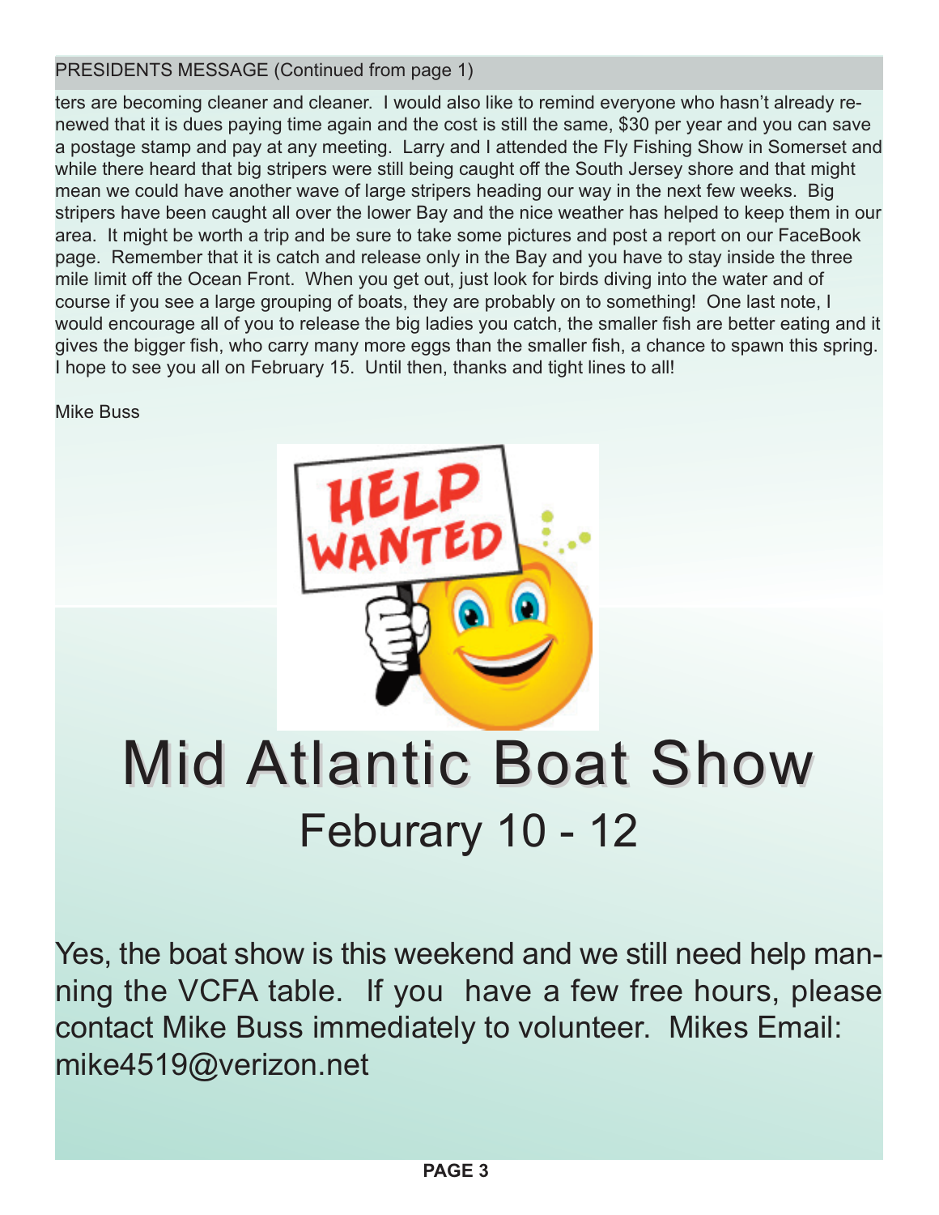PRESIDENTS MESSAGE (Continued from page 1)

ters are becoming cleaner and cleaner. I would also like to remind everyone who hasn't already renewed that it is dues paying time again and the cost is still the same, $30 per year and you can save a postage stamp and pay at any meeting. Larry and I attended the Fly Fishing Show in Somerset and while there heard that big stripers were still being caught off the South Jersey shore and that might mean we could have another wave of large stripers heading our way in the next few weeks. Big stripers have been caught all over the lower Bay and the nice weather has helped to keep them in our area. It might be worth a trip and be sure to take some pictures and post a report on our FaceBook page. Remember that it is catch and release only in the Bay and you have to stay inside the three mile limit off the Ocean Front. When you get out, just look for birds diving into the water and of course if you see a large grouping of boats, they are probably on to something! One last note, I would encourage all of you to release the big ladies you catch, the smaller fish are better eating and it gives the bigger fish, who carry many more eggs than the smaller fish, a chance to spawn this spring. I hope to see you all on February 15. Until then, thanks and tight lines to all!

Mike Buss

# Mid Atlantic Boat Show

## Feburary 10 - 12

Yes, the boat show is this weekend and we still need help manning the VCFA table. If you have a few free hours, please contact Mike Buss immediately to volunteer. Mikes Email: mike4519@verizon.net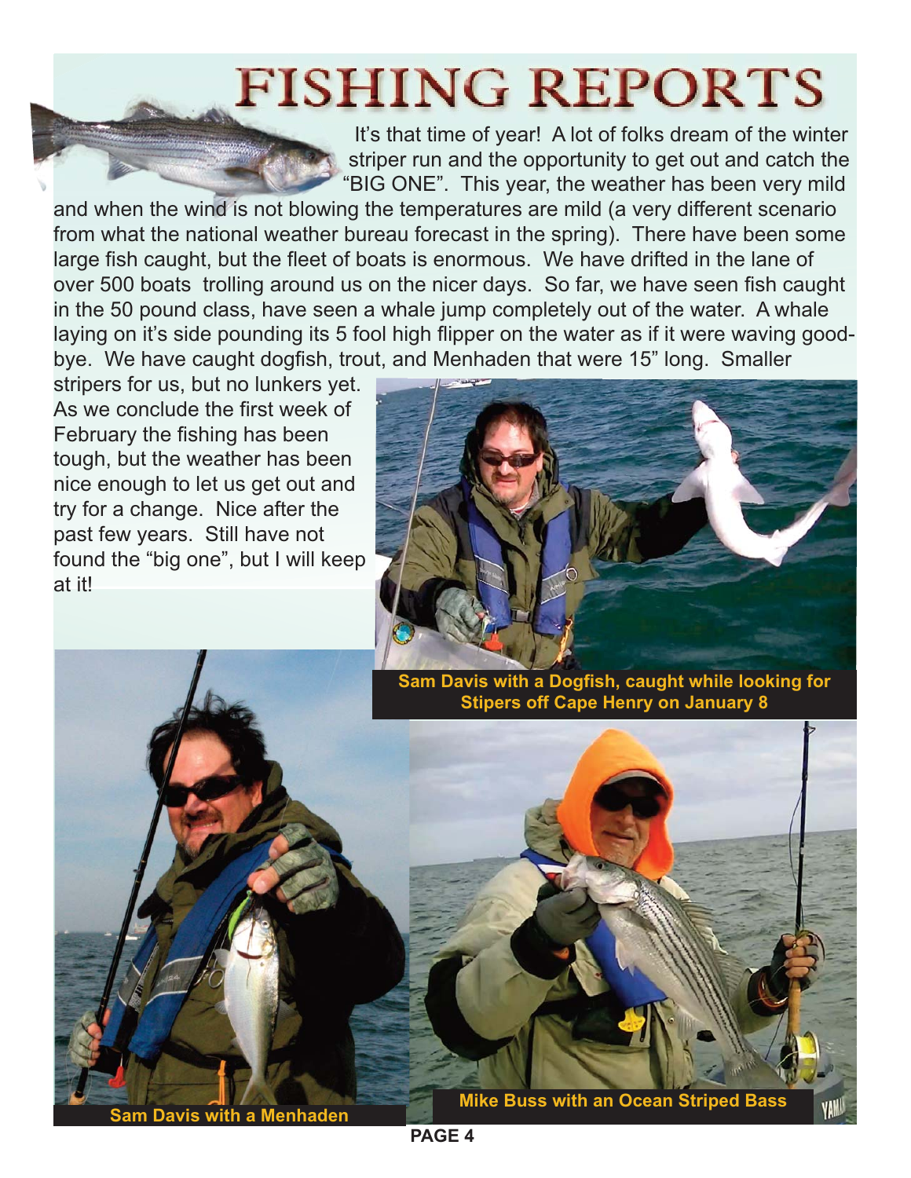# FISHING REPORTS

It's that time of year! A lot of folks dream of the winter striper run and the opportunity to get out and catch the "BIG ONE". This year, the weather has been very mild and when the wind is not blowing the temperatures are mild (a very different scenario from what the national weather bureau forecast in the spring). There have been some large fish caught, but the fleet of boats is enormous. We have drifted in the lane of over 500 boats trolling around us on the nicer days. So far, we have seen fish caught in the 50 pound class, have seen a whale jump completely out of the water. A whale laying on it's side pounding its 5 fool high flipper on the water as if it were waving good-bye. We have caught dogfish, trout, and Menhaden that were 15" long. Smaller stripers for us, but no lunkers yet. As we conclude the first week of February the fishing has been tough, but the weather has been nice enough to let us get out and try for a change. Nice after the past few years. Still have not found the "big one", but I will keep at it!

**Sam Davis with a Dogfish, caught while looking for Stipers off Cape Henry on January 8**

**Sam Davis with a Menhaden**

**Mike Buss with an Ocean Striped Bass**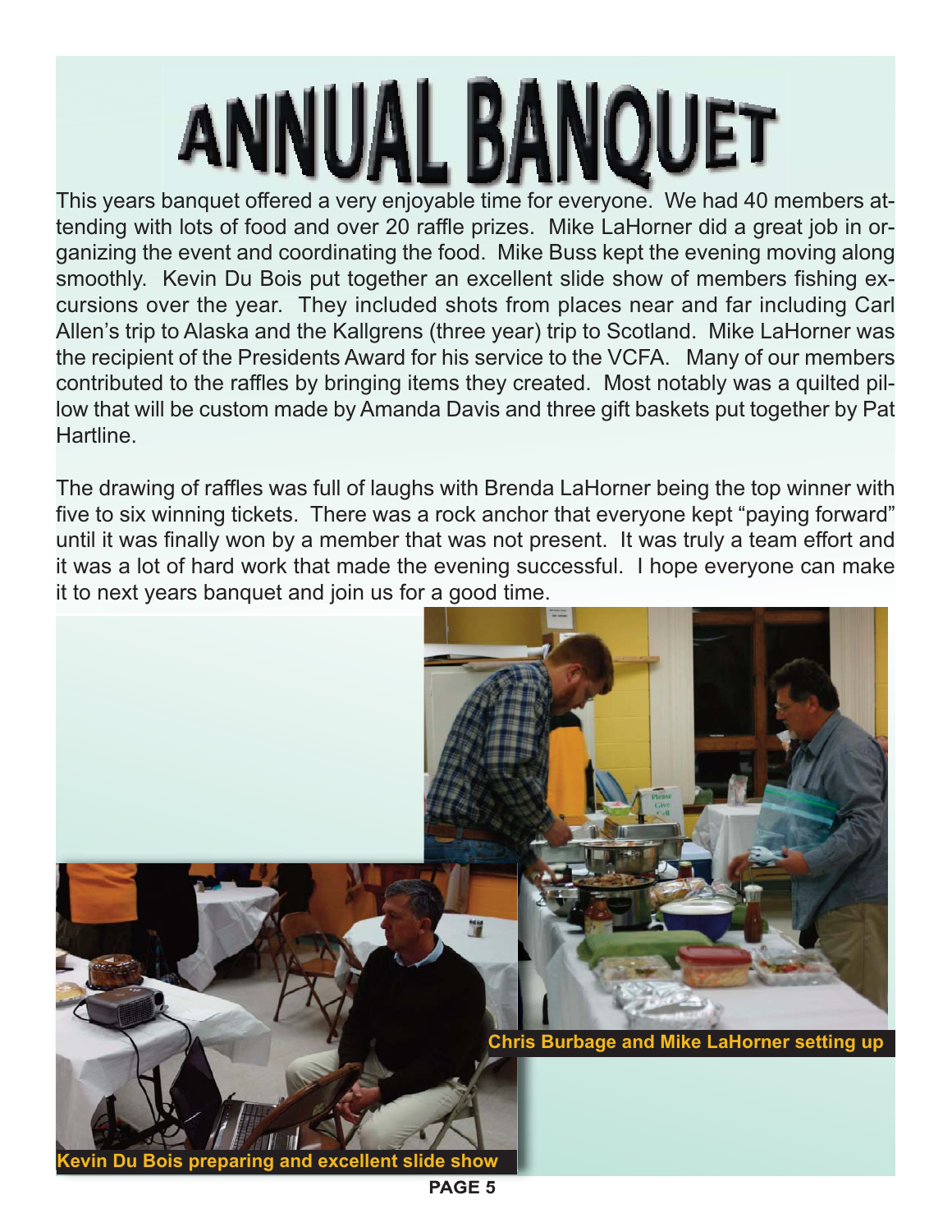# ANNUAL BANQUET

This years banquet offered a very enjoyable time for everyone. We had 40 members attending with lots of food and over 20 raffle prizes. Mike LaHorner did a great job in organizing the event and coordinating the food. Mike Buss kept the evening moving along smoothly. Kevin Du Bois put together an excellent slide show of members fishing excursions over the year. They included shots from places near and far including Carl Allen's trip to Alaska and the Kallgrens (three year) trip to Scotland. Mike LaHorner was the recipient of the Presidents Award for his service to the VCFA. Many of our members contributed to the raffles by bringing items they created. Most notably was a quilted pillow that will be custom made by Amanda Davis and three gift baskets put together by Pat Hartline.

The drawing of raffles was full of laughs with Brenda LaHorner being the top winner with five to six winning tickets. There was a rock anchor that everyone kept "paying forward" until it was finally won by a member that was not present. It was truly a team effort and it was a lot of hard work that made the evening successful. I hope everyone can make it to next years banquet and join us for a good time.

**Chris Burbage and Mike LaHorner setting up**

**Kevin Du Bois preparing and excellent slide show**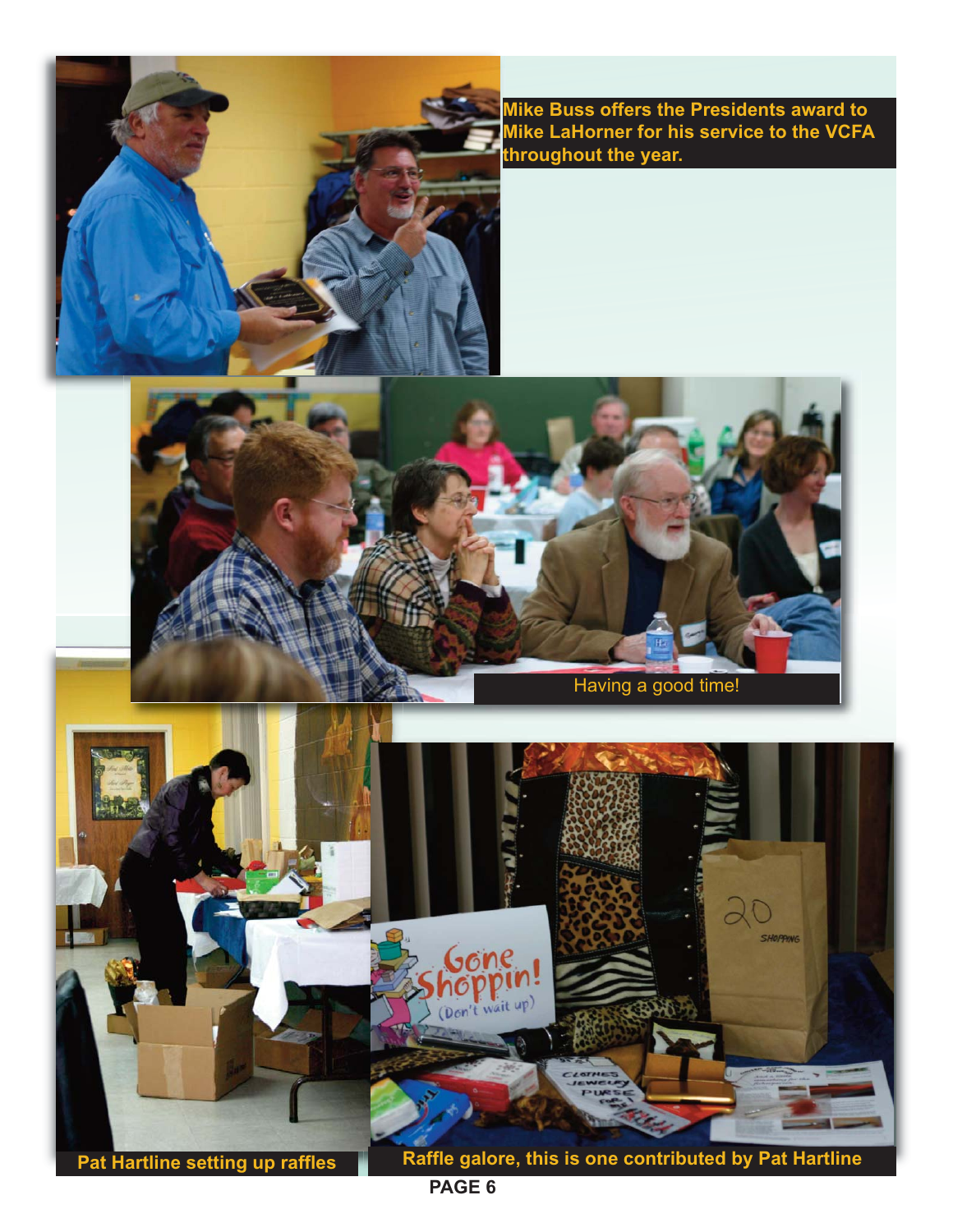Mike Buss offers the Presidents award to Mike LaHorner for his service to the VCFA throughout the year.

Having a good time!

Pat Hartline setting up raffles

Raffle galore, this is one contributed by Pat Hartline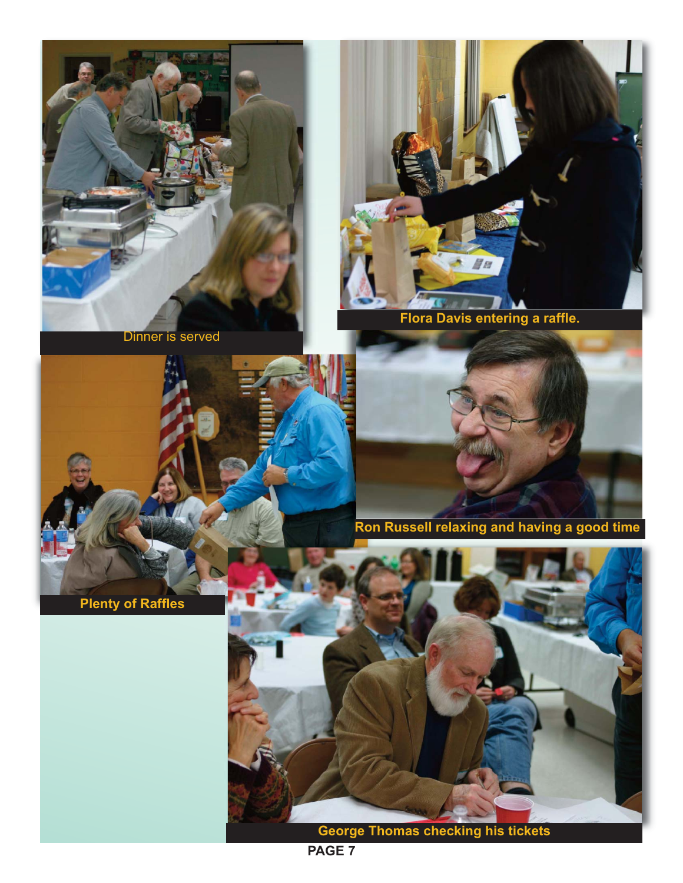Dinner is served

Flora Davis entering a raffle.

Plenty of Raffles

Ron Russell relaxing and having a good time

George Thomas checking his tickets